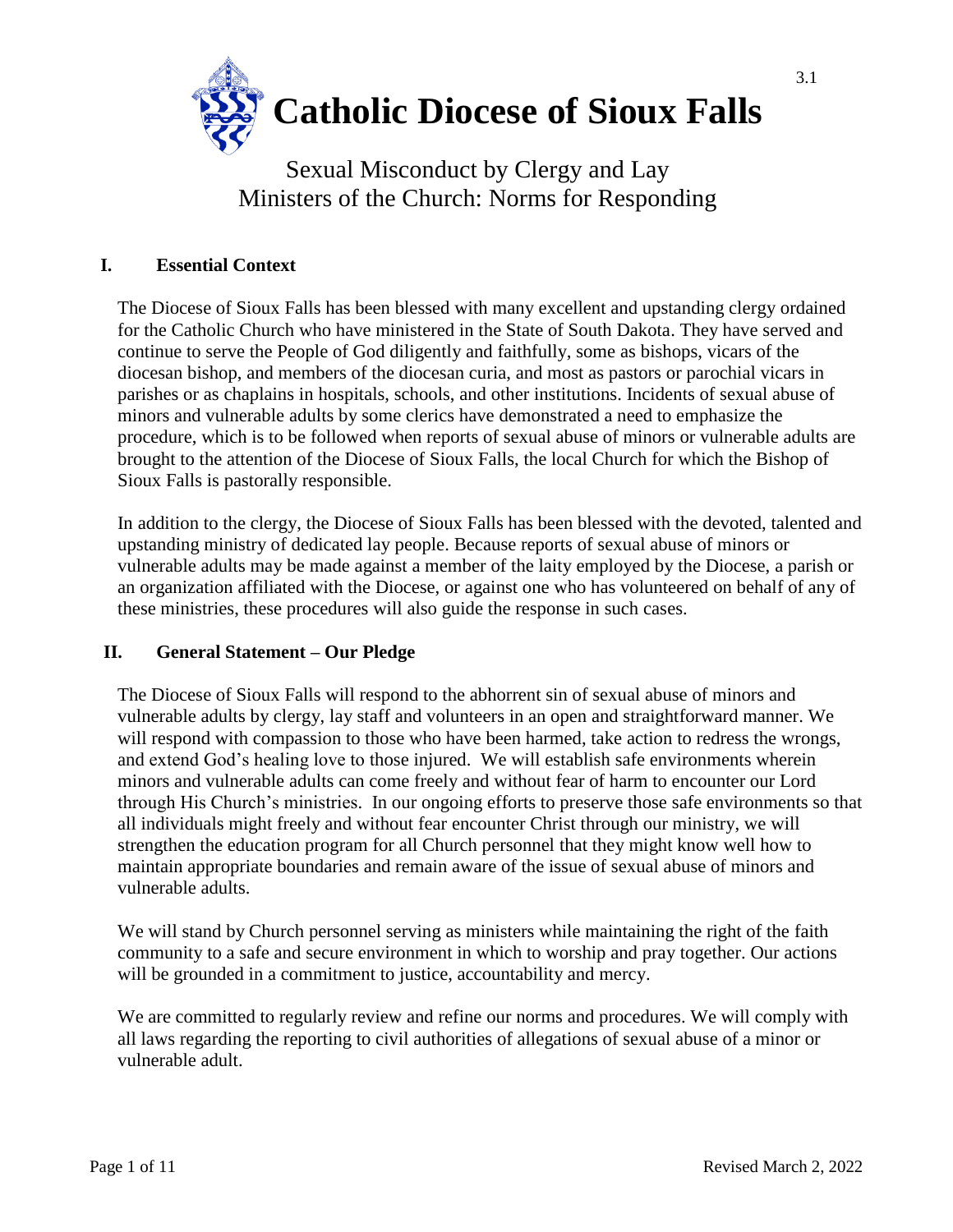# Catholic Diocese of Sioux Falls

## Sexual Misconduct by Clergy and Lay Ministers of the Church: Norms for Responding

### I. Essential Context

The Diocese of Sioux Falls has been blessed with many excellent and upstanding clergy ordained for the Catholic Church who have ministered in the State of South Dakota. They have served and continue to serve the People of God diligently and faithfully, some as bishops, vicars of the diocesan bishop, and members of the diocesan curia, and most as pastors or parochial vicars in parishes or as chaplains in hospitals, schools, and other institutions. Incidents of sexual abuse of minors and vulnerable adults by some clerics have demonstrated a need to emphasize the procedure, which is to be followed when reports of sexual abuse of minors or vulnerable adults are brought to the attention of the Diocese of Sioux Falls, the local Church for which the Bishop of Sioux Falls is pastorally responsible.

In addition to the clergy, the Diocese of Sioux Falls has been blessed with the devoted, talented and upstanding ministry of dedicated lay people. Because reports of sexual abuse of minors or vulnerable adults may be made against a member of the laity employed by the Diocese, a parish or an organization affiliated with the Diocese, or against one who has volunteered on behalf of any of these ministries, these procedures will also guide the response in such cases.

### II. General Statement – Our Pledge

The Diocese of Sioux Falls will respond to the abhorrent sin of sexual abuse of minors and vulnerable adults by clergy, lay staff and volunteers in an open and straightforward manner. We will respond with compassion to those who have been harmed, take action to redress the wrongs, and extend God's healing love to those injured. We will establish safe environments wherein minors and vulnerable adults can come freely and without fear of harm to encounter our Lord through His Church's ministries. In our ongoing efforts to preserve those safe environments so that all individuals might freely and without fear encounter Christ through our ministry, we will strengthen the education program for all Church personnel that they might know well how to maintain appropriate boundaries and remain aware of the issue of sexual abuse of minors and vulnerable adults.

We will stand by Church personnel serving as ministers while maintaining the right of the faith community to a safe and secure environment in which to worship and pray together. Our actions will be grounded in a commitment to justice, accountability and mercy.

We are committed to regularly review and refine our norms and procedures. We will comply with all laws regarding the reporting to civil authorities of allegations of sexual abuse of a minor or vulnerable adult.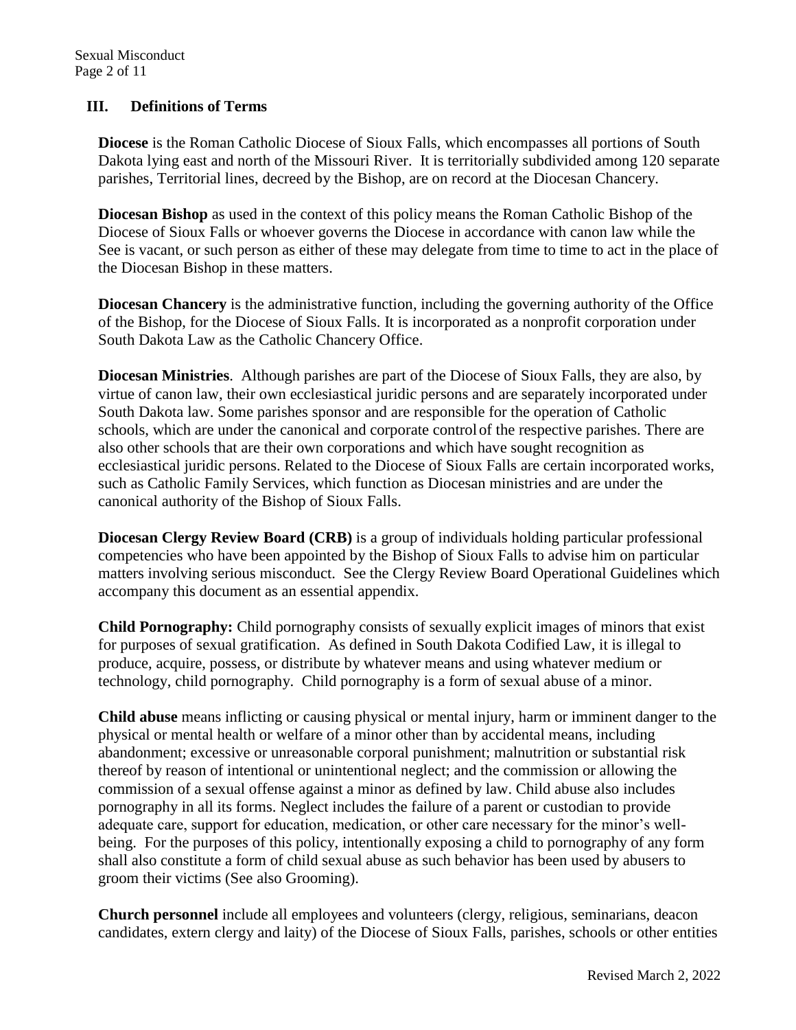## III. Definitions of Terms

**Diocese** is the Roman Catholic Diocese of Sioux Falls, which encompasses all portions of South Dakota lying east and north of the Missouri River. It is territorially subdivided among 120 separate parishes, Territorial lines, decreed by the Bishop, are on record at the Diocesan Chancery.

**Diocesan Bishop** as used in the context of this policy means the Roman Catholic Bishop of the Diocese of Sioux Falls or whoever governs the Diocese in accordance with canon law while the See is vacant, or such person as either of these may delegate from time to time to act in the place of the Diocesan Bishop in these matters.

**Diocesan Chancery** is the administrative function, including the governing authority of the Office of the Bishop, for the Diocese of Sioux Falls. It is incorporated as a nonprofit corporation under South Dakota Law as the Catholic Chancery Office.

**Diocesan Ministries**. Although parishes are part of the Diocese of Sioux Falls, they are also, by virtue of canon law, their own ecclesiastical juridic persons and are separately incorporated under South Dakota law. Some parishes sponsor and are responsible for the operation of Catholic schools, which are under the canonical and corporate control of the respective parishes. There are also other schools that are their own corporations and which have sought recognition as ecclesiastical juridic persons. Related to the Diocese of Sioux Falls are certain incorporated works, such as Catholic Family Services, which function as Diocesan ministries and are under the canonical authority of the Bishop of Sioux Falls.

**Diocesan Clergy Review Board (CRB)** is a group of individuals holding particular professional competencies who have been appointed by the Bishop of Sioux Falls to advise him on particular matters involving serious misconduct. See the Clergy Review Board Operational Guidelines which accompany this document as an essential appendix.

**Child Pornography:** Child pornography consists of sexually explicit images of minors that exist for purposes of sexual gratification. As defined in South Dakota Codified Law, it is illegal to produce, acquire, possess, or distribute by whatever means and using whatever medium or technology, child pornography. Child pornography is a form of sexual abuse of a minor.

**Child abuse** means inflicting or causing physical or mental injury, harm or imminent danger to the physical or mental health or welfare of a minor other than by accidental means, including abandonment; excessive or unreasonable corporal punishment; malnutrition or substantial risk thereof by reason of intentional or unintentional neglect; and the commission or allowing the commission of a sexual offense against a minor as defined by law. Child abuse also includes pornography in all its forms. Neglect includes the failure of a parent or custodian to provide adequate care, support for education, medication, or other care necessary for the minor's well-being. For the purposes of this policy, intentionally exposing a child to pornography of any form shall also constitute a form of child sexual abuse as such behavior has been used by abusers to groom their victims (See also Grooming).

**Church personnel** include all employees and volunteers (clergy, religious, seminarians, deacon candidates, extern clergy and laity) of the Diocese of Sioux Falls, parishes, schools or other entities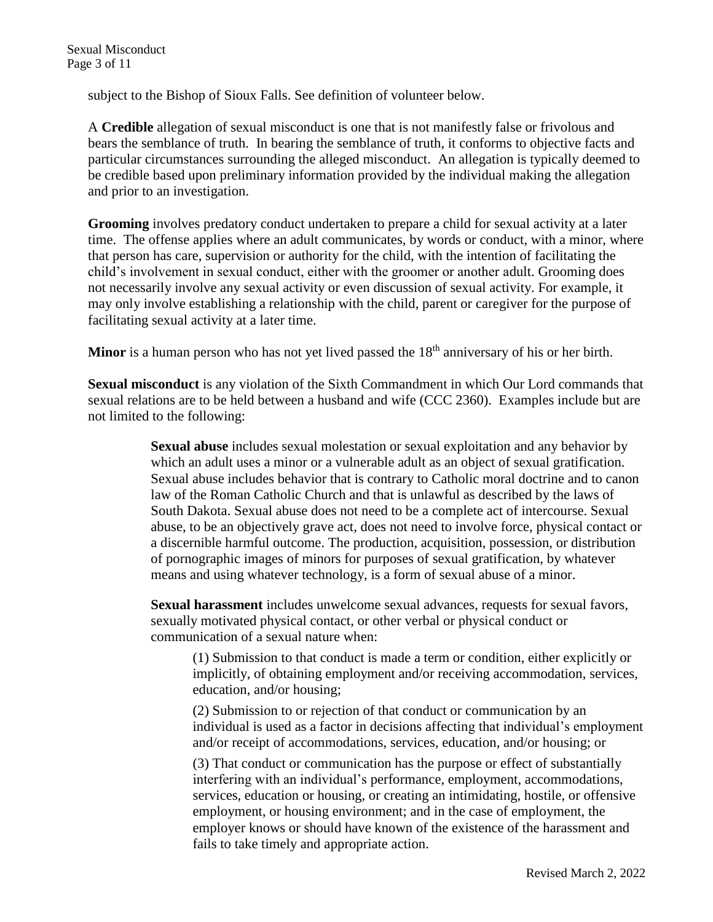subject to the Bishop of Sioux Falls. See definition of volunteer below.

A **Credible** allegation of sexual misconduct is one that is not manifestly false or frivolous and bears the semblance of truth. In bearing the semblance of truth, it conforms to objective facts and particular circumstances surrounding the alleged misconduct. An allegation is typically deemed to be credible based upon preliminary information provided by the individual making the allegation and prior to an investigation.

**Grooming** involves predatory conduct undertaken to prepare a child for sexual activity at a later time. The offense applies where an adult communicates, by words or conduct, with a minor, where that person has care, supervision or authority for the child, with the intention of facilitating the child's involvement in sexual conduct, either with the groomer or another adult. Grooming does not necessarily involve any sexual activity or even discussion of sexual activity. For example, it may only involve establishing a relationship with the child, parent or caregiver for the purpose of facilitating sexual activity at a later time.

**Minor** is a human person who has not yet lived passed the 18th anniversary of his or her birth.

**Sexual misconduct** is any violation of the Sixth Commandment in which Our Lord commands that sexual relations are to be held between a husband and wife (CCC 2360). Examples include but are not limited to the following:

> **Sexual abuse** includes sexual molestation or sexual exploitation and any behavior by which an adult uses a minor or a vulnerable adult as an object of sexual gratification. Sexual abuse includes behavior that is contrary to Catholic moral doctrine and to canon law of the Roman Catholic Church and that is unlawful as described by the laws of South Dakota. Sexual abuse does not need to be a complete act of intercourse. Sexual abuse, to be an objectively grave act, does not need to involve force, physical contact or a discernible harmful outcome. The production, acquisition, possession, or distribution of pornographic images of minors for purposes of sexual gratification, by whatever means and using whatever technology, is a form of sexual abuse of a minor.
>
> **Sexual harassment** includes unwelcome sexual advances, requests for sexual favors, sexually motivated physical contact, or other verbal or physical conduct or communication of a sexual nature when:
>
> > (1) Submission to that conduct is made a term or condition, either explicitly or implicitly, of obtaining employment and/or receiving accommodation, services, education, and/or housing;
> >
> > (2) Submission to or rejection of that conduct or communication by an individual is used as a factor in decisions affecting that individual's employment and/or receipt of accommodations, services, education, and/or housing; or
> >
> > (3) That conduct or communication has the purpose or effect of substantially interfering with an individual's performance, employment, accommodations, services, education or housing, or creating an intimidating, hostile, or offensive employment, or housing environment; and in the case of employment, the employer knows or should have known of the existence of the harassment and fails to take timely and appropriate action.

Revised March 2, 2022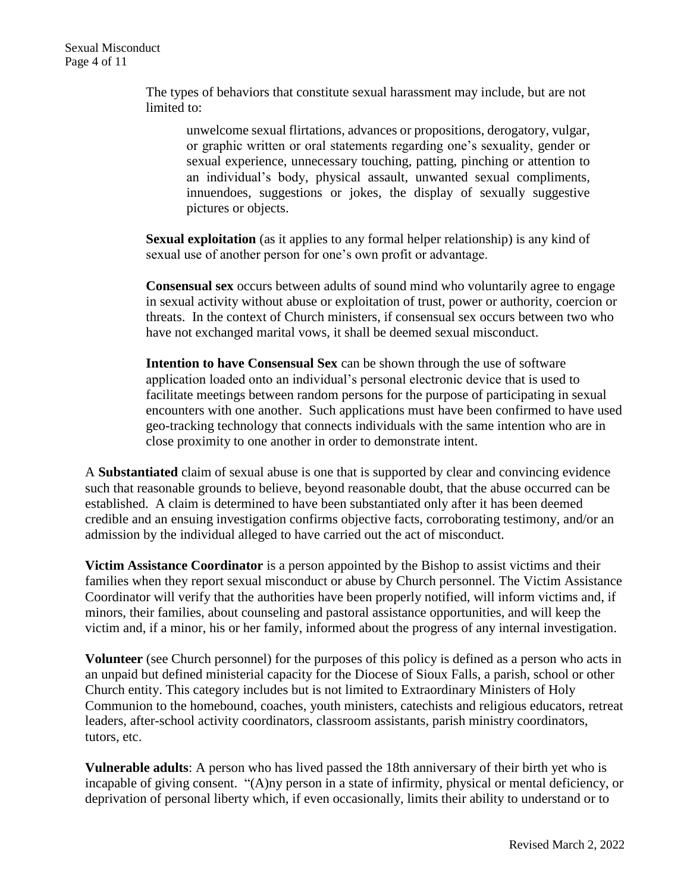The types of behaviors that constitute sexual harassment may include, but are not limited to:

> unwelcome sexual flirtations, advances or propositions, derogatory, vulgar, or graphic written or oral statements regarding one's sexuality, gender or sexual experience, unnecessary touching, patting, pinching or attention to an individual's body, physical assault, unwanted sexual compliments, innuendoes, suggestions or jokes, the display of sexually suggestive pictures or objects.

**Sexual exploitation** (as it applies to any formal helper relationship) is any kind of sexual use of another person for one's own profit or advantage.

**Consensual sex** occurs between adults of sound mind who voluntarily agree to engage in sexual activity without abuse or exploitation of trust, power or authority, coercion or threats. In the context of Church ministers, if consensual sex occurs between two who have not exchanged marital vows, it shall be deemed sexual misconduct.

**Intention to have Consensual Sex** can be shown through the use of software application loaded onto an individual's personal electronic device that is used to facilitate meetings between random persons for the purpose of participating in sexual encounters with one another. Such applications must have been confirmed to have used geo-tracking technology that connects individuals with the same intention who are in close proximity to one another in order to demonstrate intent.

A **Substantiated** claim of sexual abuse is one that is supported by clear and convincing evidence such that reasonable grounds to believe, beyond reasonable doubt, that the abuse occurred can be established. A claim is determined to have been substantiated only after it has been deemed credible and an ensuing investigation confirms objective facts, corroborating testimony, and/or an admission by the individual alleged to have carried out the act of misconduct.

**Victim Assistance Coordinator** is a person appointed by the Bishop to assist victims and their families when they report sexual misconduct or abuse by Church personnel. The Victim Assistance Coordinator will verify that the authorities have been properly notified, will inform victims and, if minors, their families, about counseling and pastoral assistance opportunities, and will keep the victim and, if a minor, his or her family, informed about the progress of any internal investigation.

**Volunteer** (see Church personnel) for the purposes of this policy is defined as a person who acts in an unpaid but defined ministerial capacity for the Diocese of Sioux Falls, a parish, school or other Church entity. This category includes but is not limited to Extraordinary Ministers of Holy Communion to the homebound, coaches, youth ministers, catechists and religious educators, retreat leaders, after-school activity coordinators, classroom assistants, parish ministry coordinators, tutors, etc.

**Vulnerable adults**: A person who has lived passed the 18th anniversary of their birth yet who is incapable of giving consent. "(A)ny person in a state of infirmity, physical or mental deficiency, or deprivation of personal liberty which, if even occasionally, limits their ability to understand or to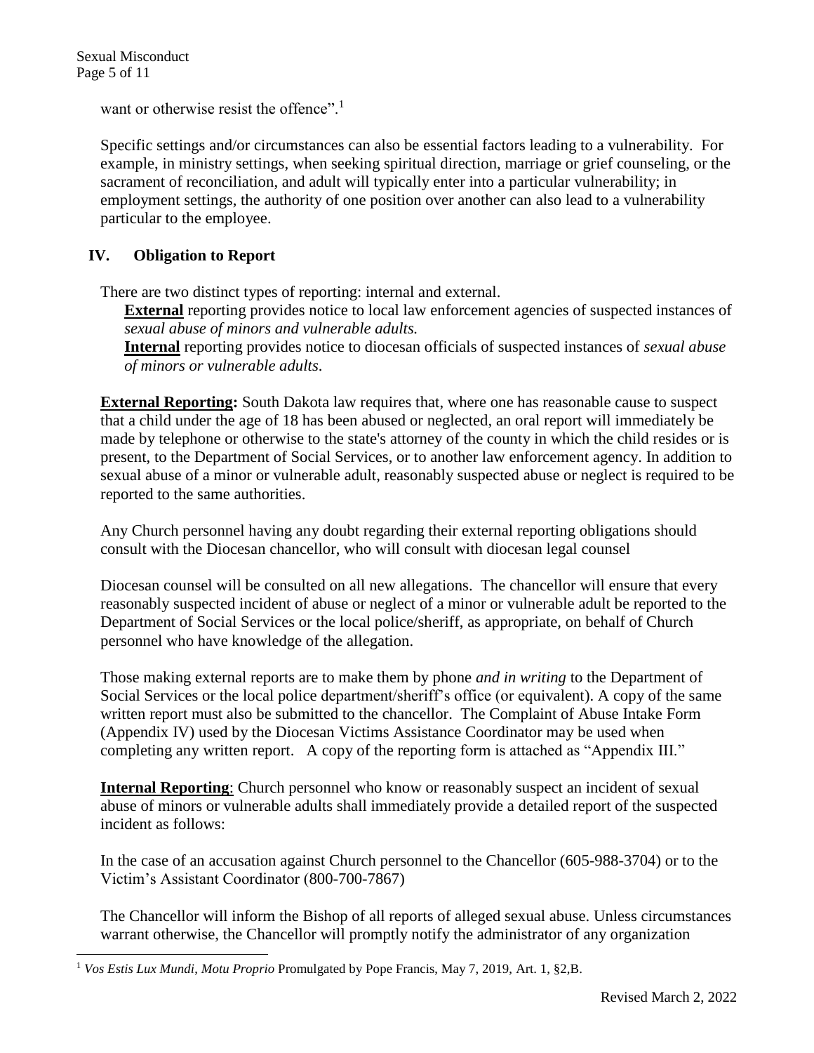want or otherwise resist the offence".[1]

Specific settings and/or circumstances can also be essential factors leading to a vulnerability. For example, in ministry settings, when seeking spiritual direction, marriage or grief counseling, or the sacrament of reconciliation, and adult will typically enter into a particular vulnerability; in employment settings, the authority of one position over another can also lead to a vulnerability particular to the employee.

## IV. Obligation to Report

There are two distinct types of reporting: internal and external.

**External** reporting provides notice to local law enforcement agencies of suspected instances of *sexual abuse of minors and vulnerable adults.*

**Internal** reporting provides notice to diocesan officials of suspected instances of *sexual abuse of minors or vulnerable adults*.

**External Reporting:** South Dakota law requires that, where one has reasonable cause to suspect that a child under the age of 18 has been abused or neglected, an oral report will immediately be made by telephone or otherwise to the state's attorney of the county in which the child resides or is present, to the Department of Social Services, or to another law enforcement agency. In addition to sexual abuse of a minor or vulnerable adult, reasonably suspected abuse or neglect is required to be reported to the same authorities.

Any Church personnel having any doubt regarding their external reporting obligations should consult with the Diocesan chancellor, who will consult with diocesan legal counsel

Diocesan counsel will be consulted on all new allegations. The chancellor will ensure that every reasonably suspected incident of abuse or neglect of a minor or vulnerable adult be reported to the Department of Social Services or the local police/sheriff, as appropriate, on behalf of Church personnel who have knowledge of the allegation.

Those making external reports are to make them by phone *and in writing* to the Department of Social Services or the local police department/sheriff's office (or equivalent). A copy of the same written report must also be submitted to the chancellor. The Complaint of Abuse Intake Form (Appendix IV) used by the Diocesan Victims Assistance Coordinator may be used when completing any written report. A copy of the reporting form is attached as "Appendix III."

**Internal Reporting**: Church personnel who know or reasonably suspect an incident of sexual abuse of minors or vulnerable adults shall immediately provide a detailed report of the suspected incident as follows:

In the case of an accusation against Church personnel to the Chancellor (605-988-3704) or to the Victim's Assistant Coordinator (800-700-7867)

The Chancellor will inform the Bishop of all reports of alleged sexual abuse. Unless circumstances warrant otherwise, the Chancellor will promptly notify the administrator of any organization

[1] *Vos Estis Lux Mundi*, *Motu Proprio* Promulgated by Pope Francis, May 7, 2019, Art. 1, §2,B.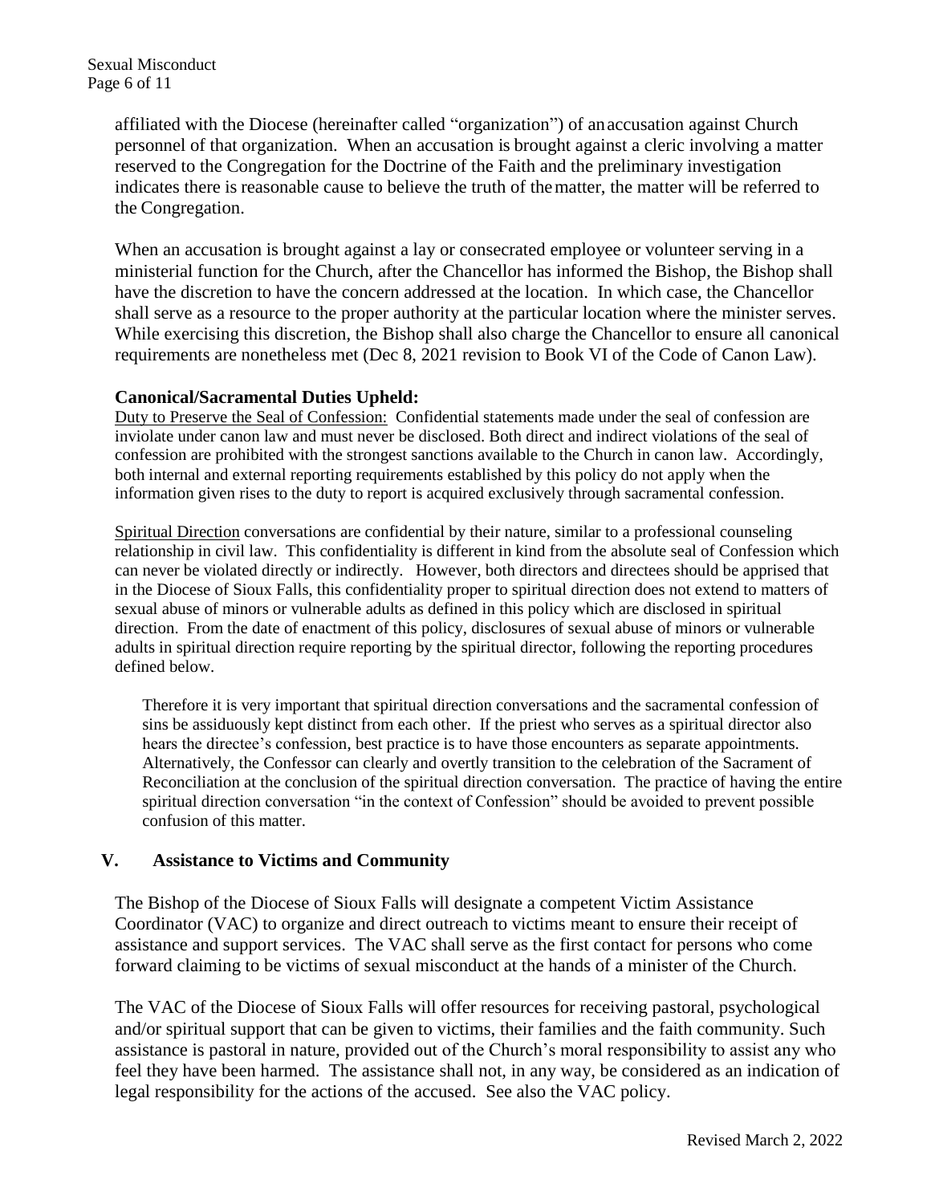affiliated with the Diocese (hereinafter called "organization") of an accusation against Church personnel of that organization. When an accusation is brought against a cleric involving a matter reserved to the Congregation for the Doctrine of the Faith and the preliminary investigation indicates there is reasonable cause to believe the truth of the matter, the matter will be referred to the Congregation.

When an accusation is brought against a lay or consecrated employee or volunteer serving in a ministerial function for the Church, after the Chancellor has informed the Bishop, the Bishop shall have the discretion to have the concern addressed at the location. In which case, the Chancellor shall serve as a resource to the proper authority at the particular location where the minister serves. While exercising this discretion, the Bishop shall also charge the Chancellor to ensure all canonical requirements are nonetheless met (Dec 8, 2021 revision to Book VI of the Code of Canon Law).

**Canonical/Sacramental Duties Upheld:**

Duty to Preserve the Seal of Confession: Confidential statements made under the seal of confession are inviolate under canon law and must never be disclosed. Both direct and indirect violations of the seal of confession are prohibited with the strongest sanctions available to the Church in canon law. Accordingly, both internal and external reporting requirements established by this policy do not apply when the information given rises to the duty to report is acquired exclusively through sacramental confession.

Spiritual Direction conversations are confidential by their nature, similar to a professional counseling relationship in civil law. This confidentiality is different in kind from the absolute seal of Confession which can never be violated directly or indirectly. However, both directors and directees should be apprised that in the Diocese of Sioux Falls, this confidentiality proper to spiritual direction does not extend to matters of sexual abuse of minors or vulnerable adults as defined in this policy which are disclosed in spiritual direction. From the date of enactment of this policy, disclosures of sexual abuse of minors or vulnerable adults in spiritual direction require reporting by the spiritual director, following the reporting procedures defined below.

Therefore it is very important that spiritual direction conversations and the sacramental confession of sins be assiduously kept distinct from each other. If the priest who serves as a spiritual director also hears the directee's confession, best practice is to have those encounters as separate appointments. Alternatively, the Confessor can clearly and overtly transition to the celebration of the Sacrament of Reconciliation at the conclusion of the spiritual direction conversation. The practice of having the entire spiritual direction conversation "in the context of Confession" should be avoided to prevent possible confusion of this matter.

## V. Assistance to Victims and Community

The Bishop of the Diocese of Sioux Falls will designate a competent Victim Assistance Coordinator (VAC) to organize and direct outreach to victims meant to ensure their receipt of assistance and support services. The VAC shall serve as the first contact for persons who come forward claiming to be victims of sexual misconduct at the hands of a minister of the Church.

The VAC of the Diocese of Sioux Falls will offer resources for receiving pastoral, psychological and/or spiritual support that can be given to victims, their families and the faith community. Such assistance is pastoral in nature, provided out of the Church's moral responsibility to assist any who feel they have been harmed. The assistance shall not, in any way, be considered as an indication of legal responsibility for the actions of the accused. See also the VAC policy.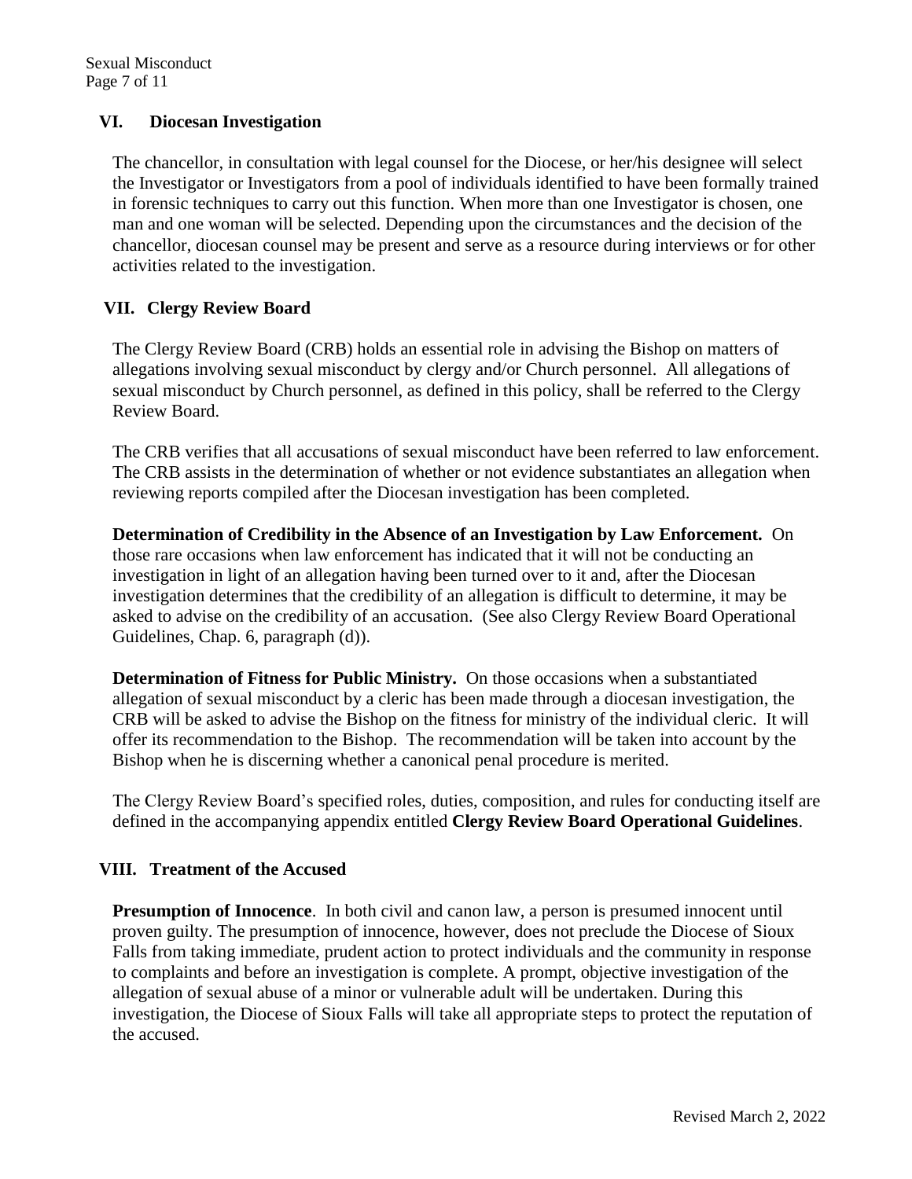## VI. Diocesan Investigation

The chancellor, in consultation with legal counsel for the Diocese, or her/his designee will select the Investigator or Investigators from a pool of individuals identified to have been formally trained in forensic techniques to carry out this function. When more than one Investigator is chosen, one man and one woman will be selected. Depending upon the circumstances and the decision of the chancellor, diocesan counsel may be present and serve as a resource during interviews or for other activities related to the investigation.

## VII. Clergy Review Board

The Clergy Review Board (CRB) holds an essential role in advising the Bishop on matters of allegations involving sexual misconduct by clergy and/or Church personnel. All allegations of sexual misconduct by Church personnel, as defined in this policy, shall be referred to the Clergy Review Board.

The CRB verifies that all accusations of sexual misconduct have been referred to law enforcement. The CRB assists in the determination of whether or not evidence substantiates an allegation when reviewing reports compiled after the Diocesan investigation has been completed.

**Determination of Credibility in the Absence of an Investigation by Law Enforcement.** On those rare occasions when law enforcement has indicated that it will not be conducting an investigation in light of an allegation having been turned over to it and, after the Diocesan investigation determines that the credibility of an allegation is difficult to determine, it may be asked to advise on the credibility of an accusation. (See also Clergy Review Board Operational Guidelines, Chap. 6, paragraph (d)).

**Determination of Fitness for Public Ministry.** On those occasions when a substantiated allegation of sexual misconduct by a cleric has been made through a diocesan investigation, the CRB will be asked to advise the Bishop on the fitness for ministry of the individual cleric. It will offer its recommendation to the Bishop. The recommendation will be taken into account by the Bishop when he is discerning whether a canonical penal procedure is merited.

The Clergy Review Board's specified roles, duties, composition, and rules for conducting itself are defined in the accompanying appendix entitled **Clergy Review Board Operational Guidelines**.

## VIII. Treatment of the Accused

**Presumption of Innocence**. In both civil and canon law, a person is presumed innocent until proven guilty. The presumption of innocence, however, does not preclude the Diocese of Sioux Falls from taking immediate, prudent action to protect individuals and the community in response to complaints and before an investigation is complete. A prompt, objective investigation of the allegation of sexual abuse of a minor or vulnerable adult will be undertaken. During this investigation, the Diocese of Sioux Falls will take all appropriate steps to protect the reputation of the accused.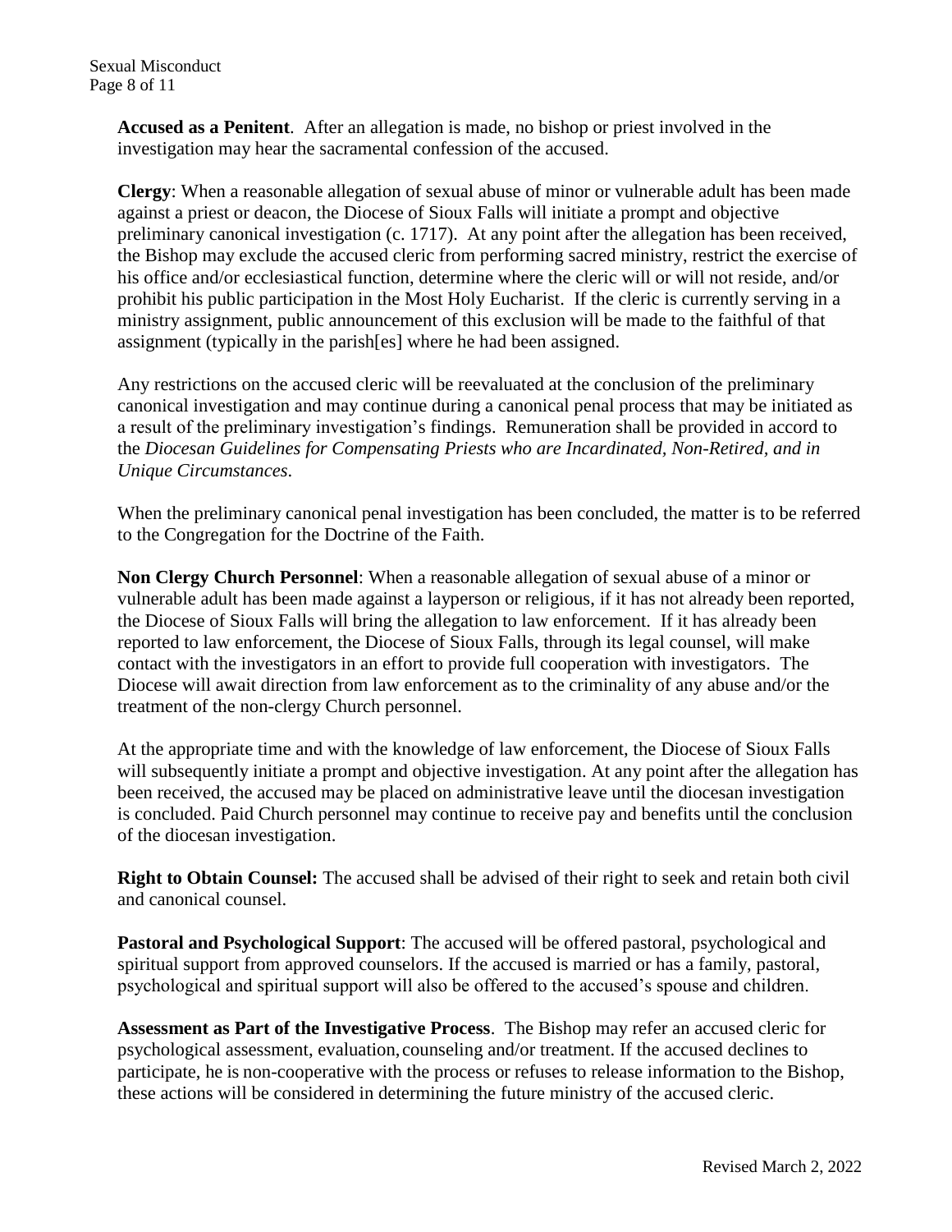**Accused as a Penitent**. After an allegation is made, no bishop or priest involved in the investigation may hear the sacramental confession of the accused.

**Clergy**: When a reasonable allegation of sexual abuse of minor or vulnerable adult has been made against a priest or deacon, the Diocese of Sioux Falls will initiate a prompt and objective preliminary canonical investigation (c. 1717). At any point after the allegation has been received, the Bishop may exclude the accused cleric from performing sacred ministry, restrict the exercise of his office and/or ecclesiastical function, determine where the cleric will or will not reside, and/or prohibit his public participation in the Most Holy Eucharist. If the cleric is currently serving in a ministry assignment, public announcement of this exclusion will be made to the faithful of that assignment (typically in the parish[es] where he had been assigned.

Any restrictions on the accused cleric will be reevaluated at the conclusion of the preliminary canonical investigation and may continue during a canonical penal process that may be initiated as a result of the preliminary investigation's findings. Remuneration shall be provided in accord to the *Diocesan Guidelines for Compensating Priests who are Incardinated, Non-Retired, and in Unique Circumstances*.

When the preliminary canonical penal investigation has been concluded, the matter is to be referred to the Congregation for the Doctrine of the Faith.

**Non Clergy Church Personnel**: When a reasonable allegation of sexual abuse of a minor or vulnerable adult has been made against a layperson or religious, if it has not already been reported, the Diocese of Sioux Falls will bring the allegation to law enforcement. If it has already been reported to law enforcement, the Diocese of Sioux Falls, through its legal counsel, will make contact with the investigators in an effort to provide full cooperation with investigators. The Diocese will await direction from law enforcement as to the criminality of any abuse and/or the treatment of the non-clergy Church personnel.

At the appropriate time and with the knowledge of law enforcement, the Diocese of Sioux Falls will subsequently initiate a prompt and objective investigation. At any point after the allegation has been received, the accused may be placed on administrative leave until the diocesan investigation is concluded. Paid Church personnel may continue to receive pay and benefits until the conclusion of the diocesan investigation.

**Right to Obtain Counsel:** The accused shall be advised of their right to seek and retain both civil and canonical counsel.

**Pastoral and Psychological Support**: The accused will be offered pastoral, psychological and spiritual support from approved counselors. If the accused is married or has a family, pastoral, psychological and spiritual support will also be offered to the accused's spouse and children.

**Assessment as Part of the Investigative Process**. The Bishop may refer an accused cleric for psychological assessment, evaluation, counseling and/or treatment. If the accused declines to participate, he is non-cooperative with the process or refuses to release information to the Bishop, these actions will be considered in determining the future ministry of the accused cleric.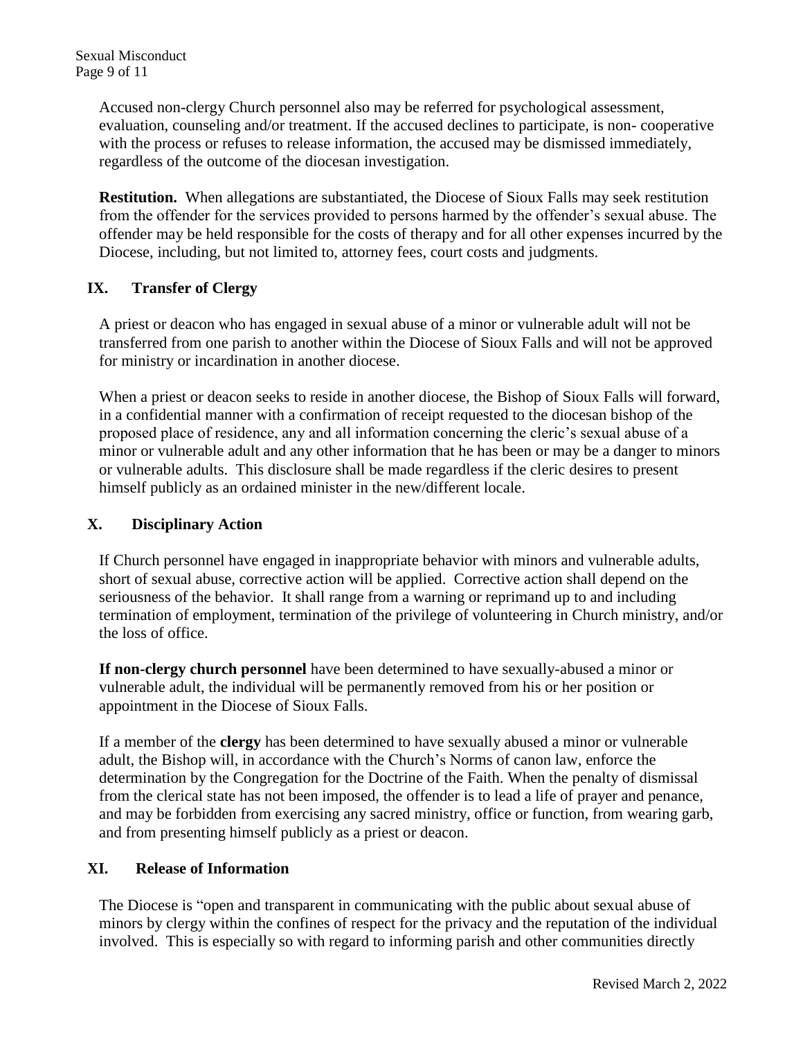Accused non-clergy Church personnel also may be referred for psychological assessment, evaluation, counseling and/or treatment. If the accused declines to participate, is non- cooperative with the process or refuses to release information, the accused may be dismissed immediately, regardless of the outcome of the diocesan investigation.

**Restitution.** When allegations are substantiated, the Diocese of Sioux Falls may seek restitution from the offender for the services provided to persons harmed by the offender's sexual abuse. The offender may be held responsible for the costs of therapy and for all other expenses incurred by the Diocese, including, but not limited to, attorney fees, court costs and judgments.

## IX. Transfer of Clergy

A priest or deacon who has engaged in sexual abuse of a minor or vulnerable adult will not be transferred from one parish to another within the Diocese of Sioux Falls and will not be approved for ministry or incardination in another diocese.

When a priest or deacon seeks to reside in another diocese, the Bishop of Sioux Falls will forward, in a confidential manner with a confirmation of receipt requested to the diocesan bishop of the proposed place of residence, any and all information concerning the cleric's sexual abuse of a minor or vulnerable adult and any other information that he has been or may be a danger to minors or vulnerable adults. This disclosure shall be made regardless if the cleric desires to present himself publicly as an ordained minister in the new/different locale.

## X. Disciplinary Action

If Church personnel have engaged in inappropriate behavior with minors and vulnerable adults, short of sexual abuse, corrective action will be applied. Corrective action shall depend on the seriousness of the behavior. It shall range from a warning or reprimand up to and including termination of employment, termination of the privilege of volunteering in Church ministry, and/or the loss of office.

**If non-clergy church personnel** have been determined to have sexually-abused a minor or vulnerable adult, the individual will be permanently removed from his or her position or appointment in the Diocese of Sioux Falls.

If a member of the **clergy** has been determined to have sexually abused a minor or vulnerable adult, the Bishop will, in accordance with the Church's Norms of canon law, enforce the determination by the Congregation for the Doctrine of the Faith. When the penalty of dismissal from the clerical state has not been imposed, the offender is to lead a life of prayer and penance, and may be forbidden from exercising any sacred ministry, office or function, from wearing garb, and from presenting himself publicly as a priest or deacon.

## XI. Release of Information

The Diocese is "open and transparent in communicating with the public about sexual abuse of minors by clergy within the confines of respect for the privacy and the reputation of the individual involved. This is especially so with regard to informing parish and other communities directly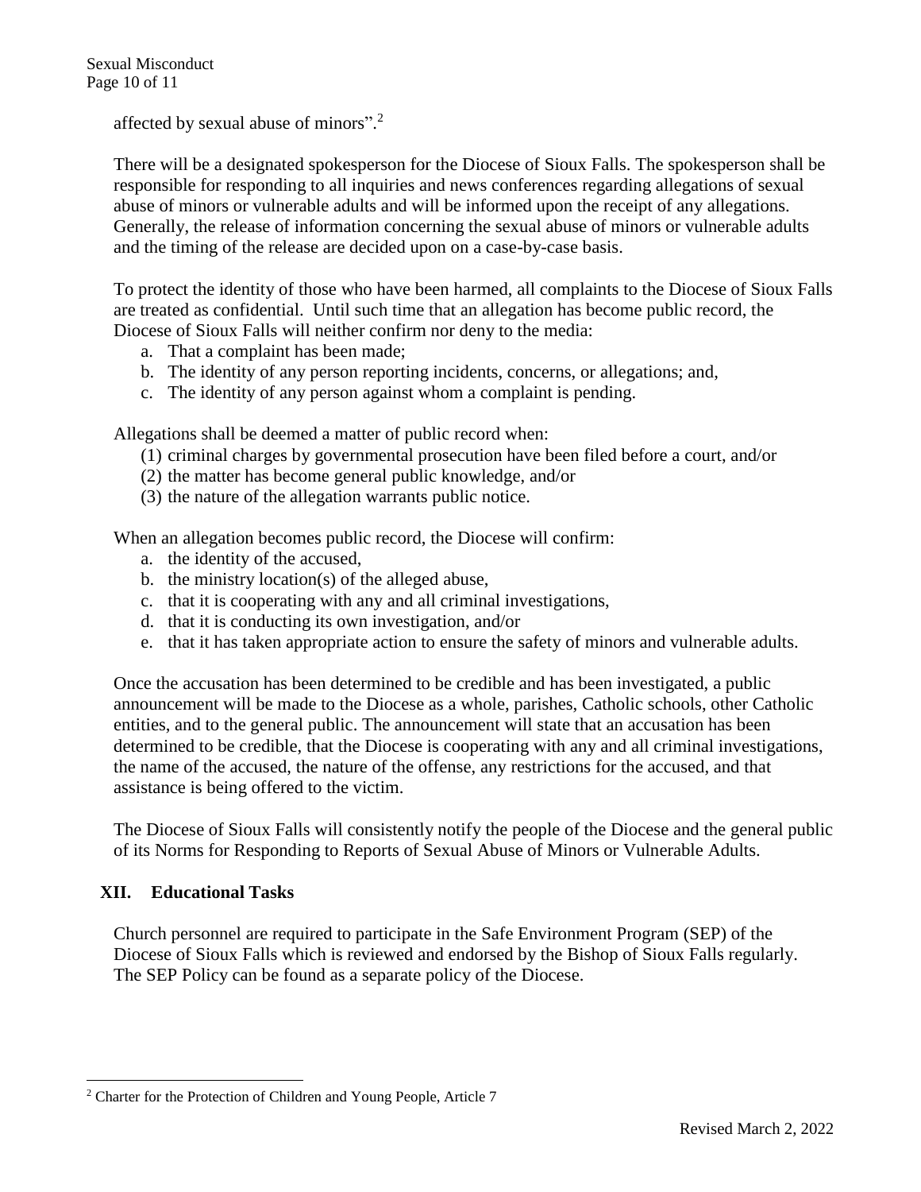affected by sexual abuse of minors”.[2]

There will be a designated spokesperson for the Diocese of Sioux Falls. The spokesperson shall be responsible for responding to all inquiries and news conferences regarding allegations of sexual abuse of minors or vulnerable adults and will be informed upon the receipt of any allegations. Generally, the release of information concerning the sexual abuse of minors or vulnerable adults and the timing of the release are decided upon on a case-by-case basis.

To protect the identity of those who have been harmed, all complaints to the Diocese of Sioux Falls are treated as confidential. Until such time that an allegation has become public record, the Diocese of Sioux Falls will neither confirm nor deny to the media:

a. That a complaint has been made;
b. The identity of any person reporting incidents, concerns, or allegations; and,
c. The identity of any person against whom a complaint is pending.

Allegations shall be deemed a matter of public record when:

(1) criminal charges by governmental prosecution have been filed before a court, and/or
(2) the matter has become general public knowledge, and/or
(3) the nature of the allegation warrants public notice.

When an allegation becomes public record, the Diocese will confirm:

a. the identity of the accused,
b. the ministry location(s) of the alleged abuse,
c. that it is cooperating with any and all criminal investigations,
d. that it is conducting its own investigation, and/or
e. that it has taken appropriate action to ensure the safety of minors and vulnerable adults.

Once the accusation has been determined to be credible and has been investigated, a public announcement will be made to the Diocese as a whole, parishes, Catholic schools, other Catholic entities, and to the general public. The announcement will state that an accusation has been determined to be credible, that the Diocese is cooperating with any and all criminal investigations, the name of the accused, the nature of the offense, any restrictions for the accused, and that assistance is being offered to the victim.

The Diocese of Sioux Falls will consistently notify the people of the Diocese and the general public of its Norms for Responding to Reports of Sexual Abuse of Minors or Vulnerable Adults.

## XII. Educational Tasks

Church personnel are required to participate in the Safe Environment Program (SEP) of the Diocese of Sioux Falls which is reviewed and endorsed by the Bishop of Sioux Falls regularly. The SEP Policy can be found as a separate policy of the Diocese.

---

[2] Charter for the Protection of Children and Young People, Article 7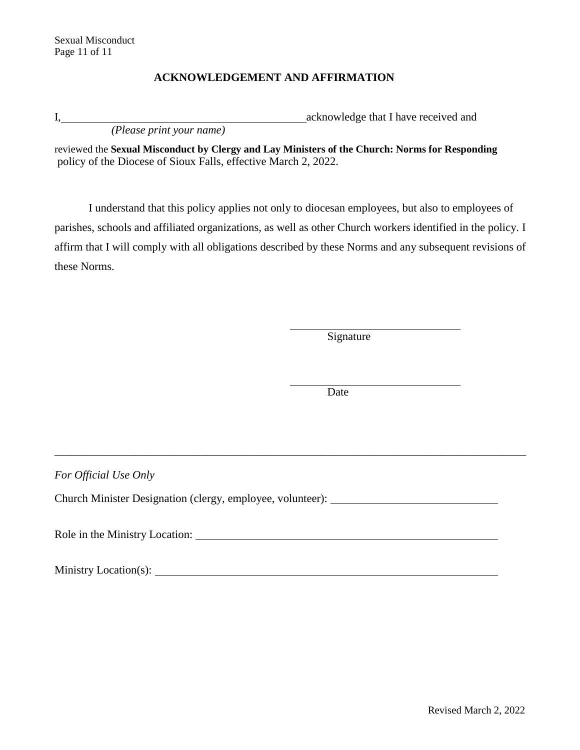## ACKNOWLEDGEMENT AND AFFIRMATION

I,\_\_\_\_\_\_\_\_\_\_\_\_\_\_\_\_\_\_\_\_\_\_\_\_\_\_\_\_\_\_\_\_\_\_\_\_\_\_\_\_acknowledge that I have received and
*(Please print your name)*

reviewed the **Sexual Misconduct by Clergy and Lay Ministers of the Church: Norms for Responding** policy of the Diocese of Sioux Falls, effective March 2, 2022.

I understand that this policy applies not only to diocesan employees, but also to employees of parishes, schools and affiliated organizations, as well as other Church workers identified in the policy. I affirm that I will comply with all obligations described by these Norms and any subsequent revisions of these Norms.

\_\_\_\_\_\_\_\_\_\_\_\_\_\_\_\_\_\_\_\_\_\_\_\_\_\_\_\_\_\_
Signature

\_\_\_\_\_\_\_\_\_\_\_\_\_\_\_\_\_\_\_\_\_\_\_\_\_\_\_\_\_\_
Date

---

*For Official Use Only*

Church Minister Designation (clergy, employee, volunteer): \_\_\_\_\_\_\_\_\_\_\_\_\_\_\_\_\_\_\_\_\_\_\_\_\_\_\_\_

Role in the Ministry Location: \_\_\_\_\_\_\_\_\_\_\_\_\_\_\_\_\_\_\_\_\_\_\_\_\_\_\_\_\_\_\_\_\_\_\_\_\_\_\_\_\_\_\_\_\_\_\_\_\_\_

Ministry Location(s): \_\_\_\_\_\_\_\_\_\_\_\_\_\_\_\_\_\_\_\_\_\_\_\_\_\_\_\_\_\_\_\_\_\_\_\_\_\_\_\_\_\_\_\_\_\_\_\_\_\_\_\_\_\_\_\_\_

Revised March 2, 2022